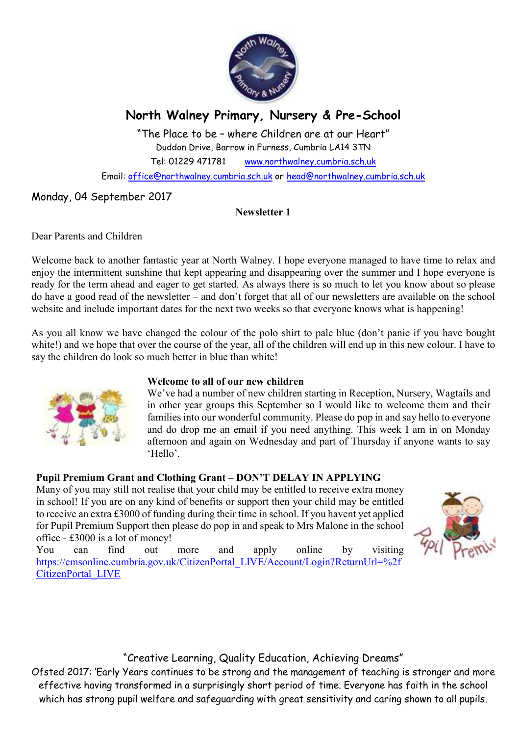# North Walney Primary, Nursery & Pre-School

"The Place to be – where Children are at our Heart"
Duddon Drive, Barrow in Furness, Cumbria LA14 3TN
Tel: 01229 471781 www.northwalney.cumbria.sch.uk
Email: office@northwalney.cumbria.sch.uk or head@northwalney.cumbria.sch.uk

Monday, 04 September 2017

**Newsletter 1**

Dear Parents and Children

Welcome back to another fantastic year at North Walney. I hope everyone managed to have time to relax and enjoy the intermittent sunshine that kept appearing and disappearing over the summer and I hope everyone is ready for the term ahead and eager to get started. As always there is so much to let you know about so please do have a good read of the newsletter – and don't forget that all of our newsletters are available on the school website and include important dates for the next two weeks so that everyone knows what is happening!

As you all know we have changed the colour of the polo shirt to pale blue (don't panic if you have bought white!) and we hope that over the course of the year, all of the children will end up in this new colour. I have to say the children do look so much better in blue than white!

**Welcome to all of our new children**

We've had a number of new children starting in Reception, Nursery, Wagtails and in other year groups this September so I would like to welcome them and their families into our wonderful community. Please do pop in and say hello to everyone and do drop me an email if you need anything. This week I am in on Monday afternoon and again on Wednesday and part of Thursday if anyone wants to say 'Hello'.

**Pupil Premium Grant and Clothing Grant – DON'T DELAY IN APPLYING**

Many of you may still not realise that your child may be entitled to receive extra money in school! If you are on any kind of benefits or support then your child may be entitled to receive an extra £3000 of funding during their time in school. If you havent yet applied for Pupil Premium Support then please do pop in and speak to Mrs Malone in the school office - £3000 is a lot of money!

You can find out more and apply online by visiting https://emsonline.cumbria.gov.uk/CitizenPortal_LIVE/Account/Login?ReturnUrl=%2fCitizenPortal_LIVE

"Creative Learning, Quality Education, Achieving Dreams"

Ofsted 2017: 'Early Years continues to be strong and the management of teaching is stronger and more effective having transformed in a surprisingly short period of time. Everyone has faith in the school which has strong pupil welfare and safeguarding with great sensitivity and caring shown to all pupils.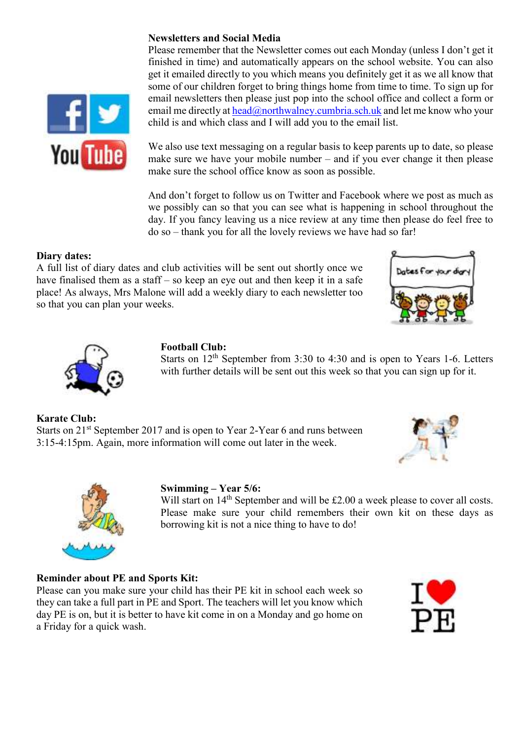**Newsletters and Social Media**

Please remember that the Newsletter comes out each Monday (unless I don't get it finished in time) and automatically appears on the school website. You can also get it emailed directly to you which means you definitely get it as we all know that some of our children forget to bring things home from time to time. To sign up for email newsletters then please just pop into the school office and collect a form or email me directly at head@northwalney.cumbria.sch.uk and let me know who your child is and which class and I will add you to the email list.

We also use text messaging on a regular basis to keep parents up to date, so please make sure we have your mobile number – and if you ever change it then please make sure the school office know as soon as possible.

And don't forget to follow us on Twitter and Facebook where we post as much as we possibly can so that you can see what is happening in school throughout the day. If you fancy leaving us a nice review at any time then please do feel free to do so – thank you for all the lovely reviews we have had so far!

**Diary dates:**

A full list of diary dates and club activities will be sent out shortly once we have finalised them as a staff – so keep an eye out and then keep it in a safe place! As always, Mrs Malone will add a weekly diary to each newsletter too so that you can plan your weeks.

**Football Club:**

Starts on 12th September from 3:30 to 4:30 and is open to Years 1-6. Letters with further details will be sent out this week so that you can sign up for it.

**Karate Club:**

Starts on 21st September 2017 and is open to Year 2-Year 6 and runs between 3:15-4:15pm. Again, more information will come out later in the week.

**Swimming – Year 5/6:**

Will start on 14th September and will be £2.00 a week please to cover all costs. Please make sure your child remembers their own kit on these days as borrowing kit is not a nice thing to have to do!

**Reminder about PE and Sports Kit:**

Please can you make sure your child has their PE kit in school each week so they can take a full part in PE and Sport. The teachers will let you know which day PE is on, but it is better to have kit come in on a Monday and go home on a Friday for a quick wash.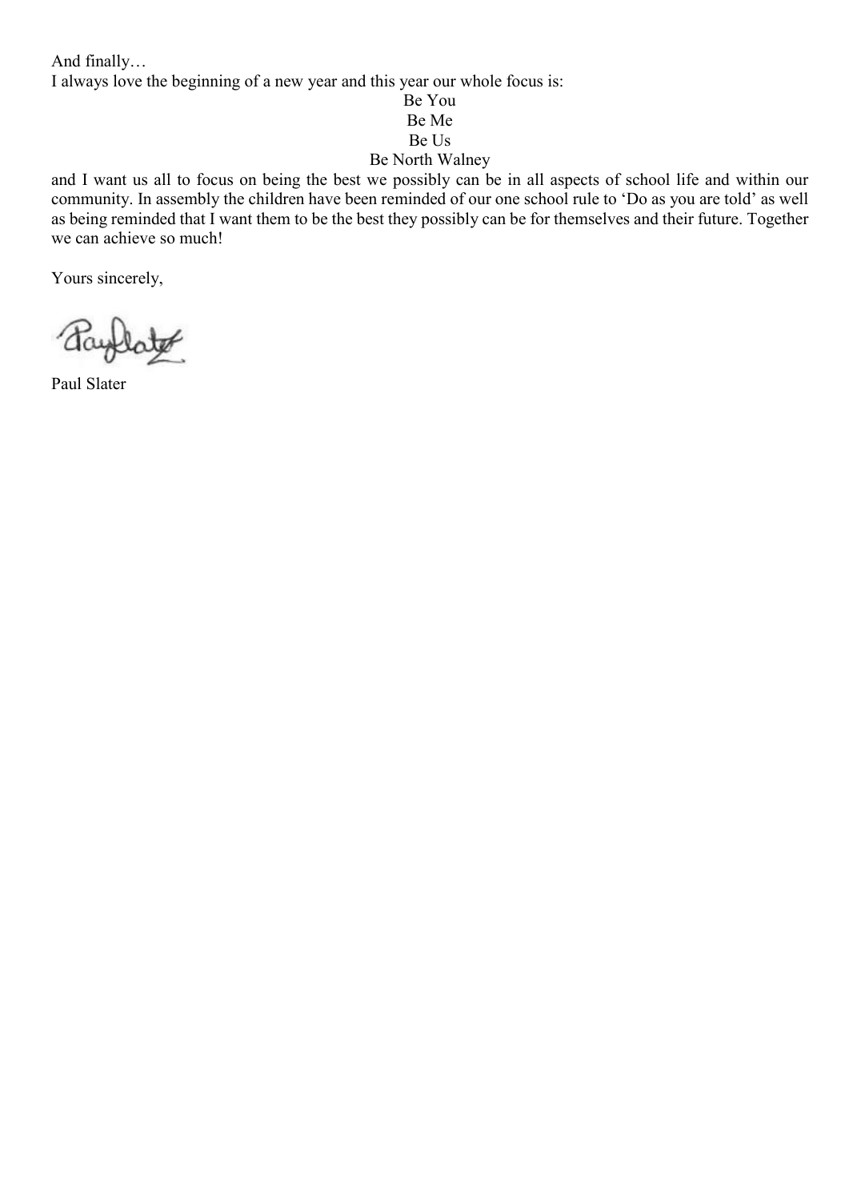And finally…
I always love the beginning of a new year and this year our whole focus is:

Be You
Be Me
Be Us
Be North Walney

and I want us all to focus on being the best we possibly can be in all aspects of school life and within our community. In assembly the children have been reminded of our one school rule to 'Do as you are told' as well as being reminded that I want them to be the best they possibly can be for themselves and their future. Together we can achieve so much!

Yours sincerely,

Paul Slater